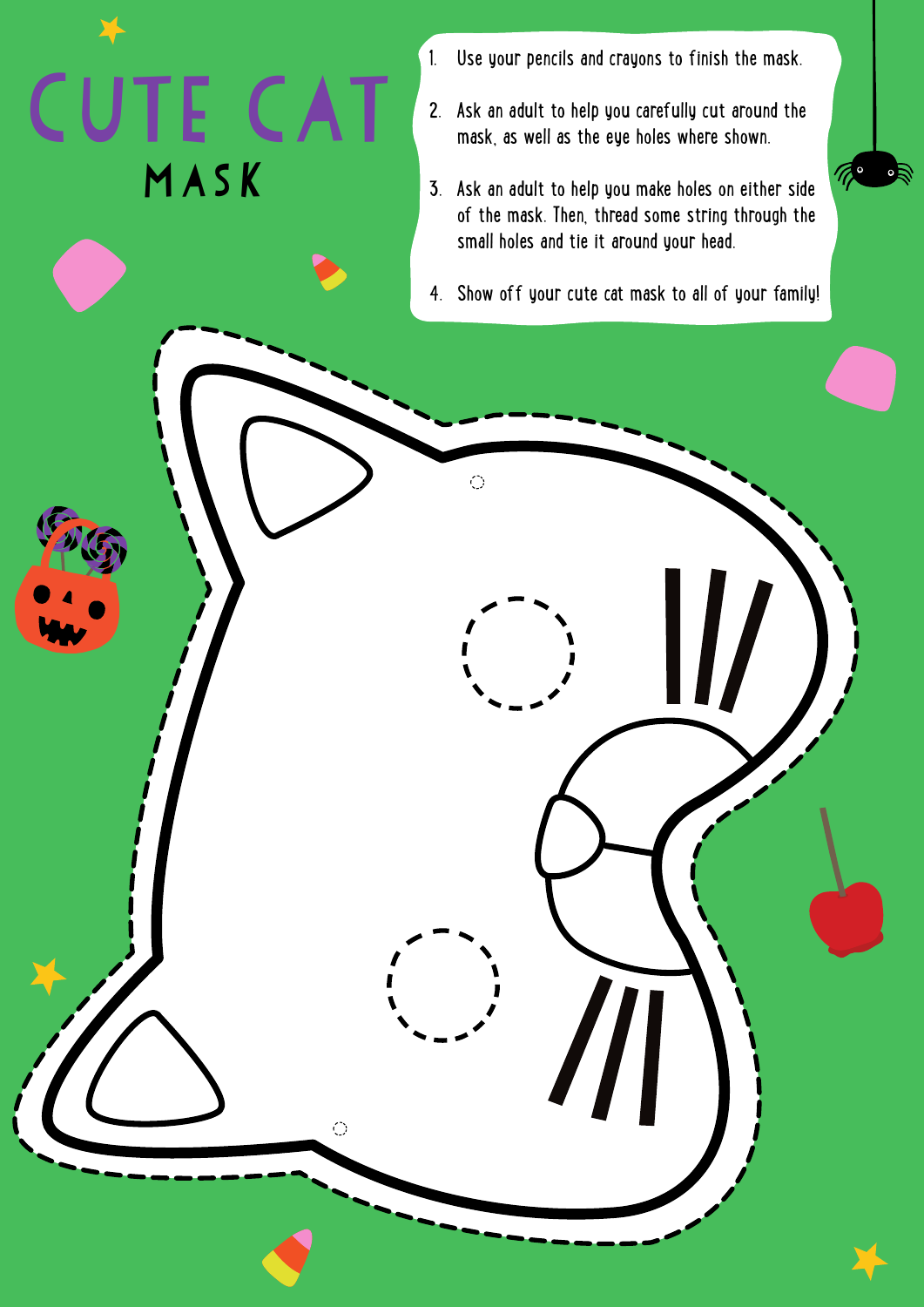# CUTE CAT

## MASK

1. Use your pencils and crayons to finish the mask.
2. Ask an adult to help you carefully cut around the mask, as well as the eye holes where shown.
3. Ask an adult to help you make holes on either side of the mask. Then, thread some string through the small holes and tie it around your head.
4. Show off your cute cat mask to all of your family!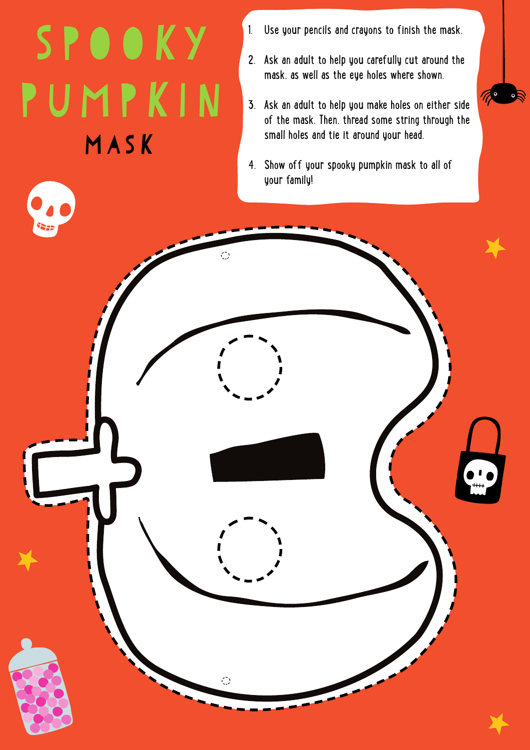# SPOOKY PUMPKIN MASK

1. Use your pencils and crayons to finish the mask.
2. Ask an adult to help you carefully cut around the mask, as well as the eye holes where shown.
3. Ask an adult to help you make holes on either side of the mask. Then, thread some string through the small holes and tie it around your head.
4. Show off your spooky pumpkin mask to all of your family!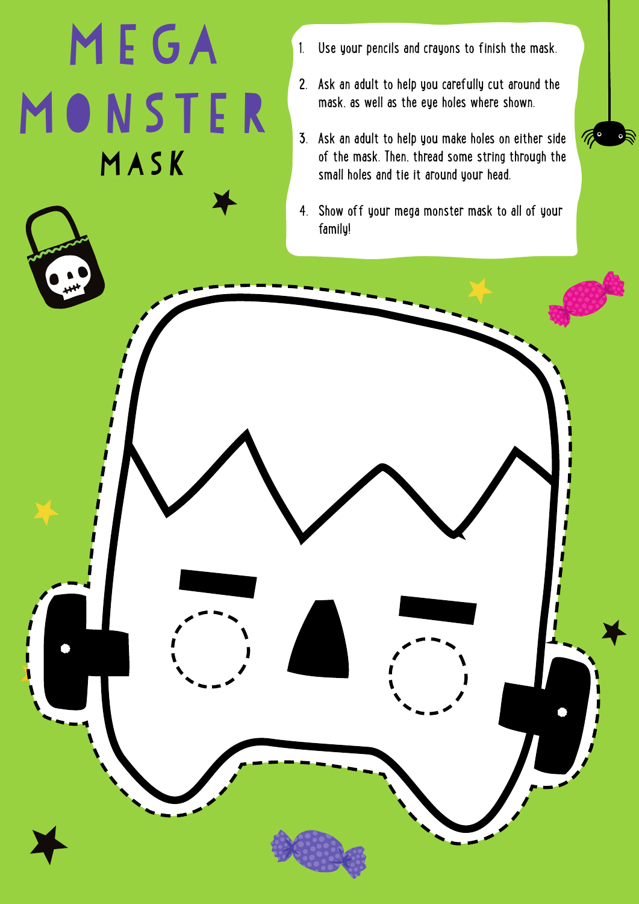# MEGA MONSTER MASK

1. Use your pencils and crayons to finish the mask.
2. Ask an adult to help you carefully cut around the mask, as well as the eye holes where shown.
3. Ask an adult to help you make holes on either side of the mask. Then, thread some string through the small holes and tie it around your head.
4. Show off your mega monster mask to all of your family!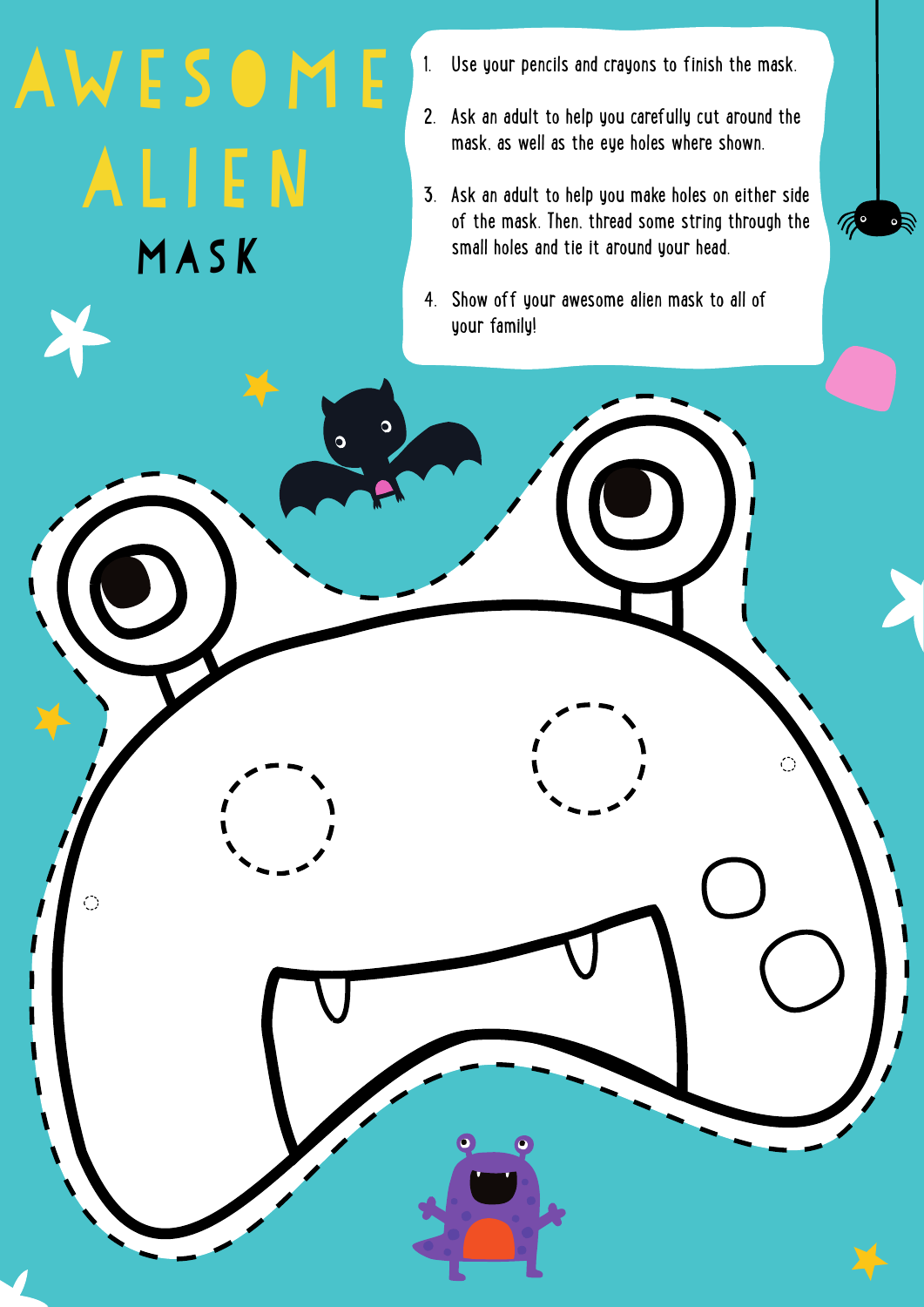# AWESOME ALIEN MASK

1. Use your pencils and crayons to finish the mask.
2. Ask an adult to help you carefully cut around the mask, as well as the eye holes where shown.
3. Ask an adult to help you make holes on either side of the mask. Then, thread some string through the small holes and tie it around your head.
4. Show off your awesome alien mask to all of your family!